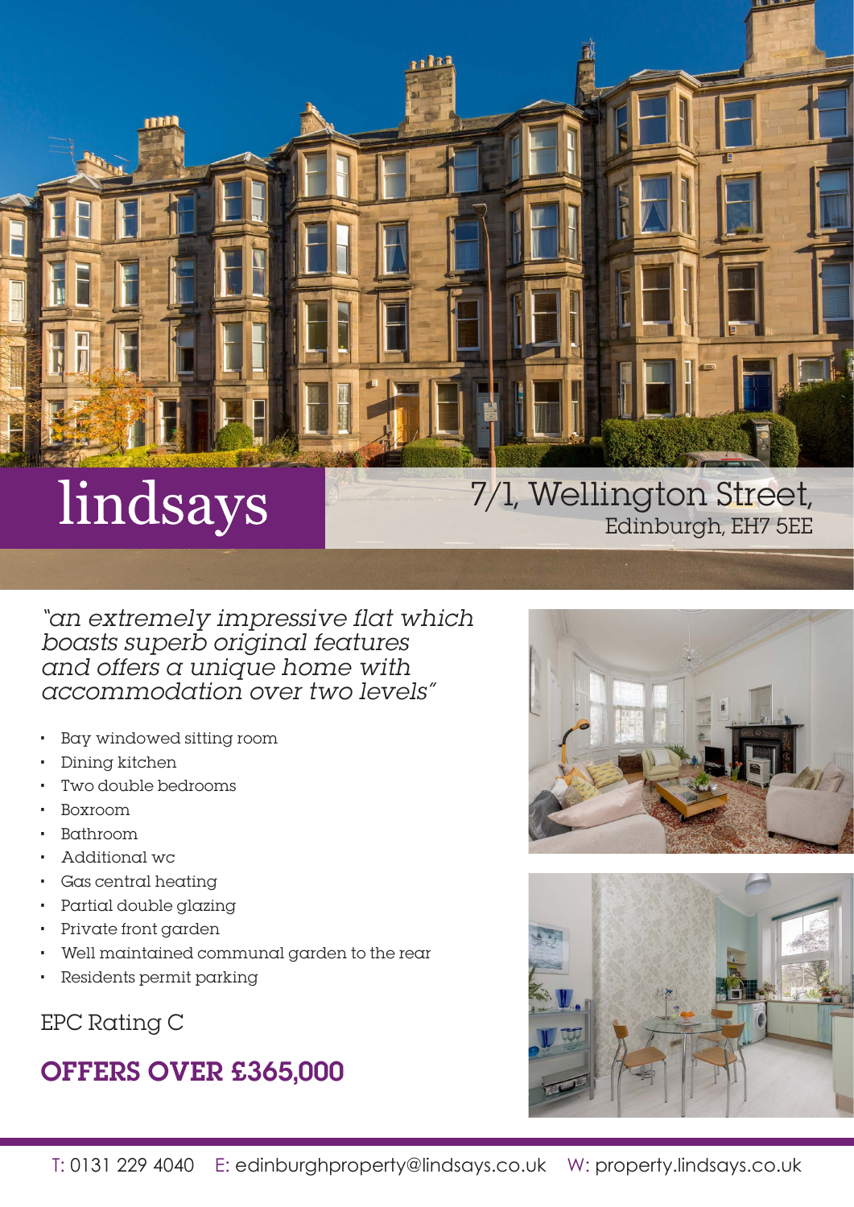# lindsays

## 7/1, Wellington Street,
Edinburgh, EH7 5EE

*"an extremely impressive flat which boasts superb original features and offers a unique home with accommodation over two levels"*

- Bay windowed sitting room
- Dining kitchen
- Two double bedrooms
- Boxroom
- Bathroom
- Additional wc
- Gas central heating
- Partial double glazing
- Private front garden
- Well maintained communal garden to the rear
- Residents permit parking

EPC Rating C

**OFFERS OVER £365,000**

T: 0131 229 4040 E: edinburghproperty@lindsays.co.uk W: property.lindsays.co.uk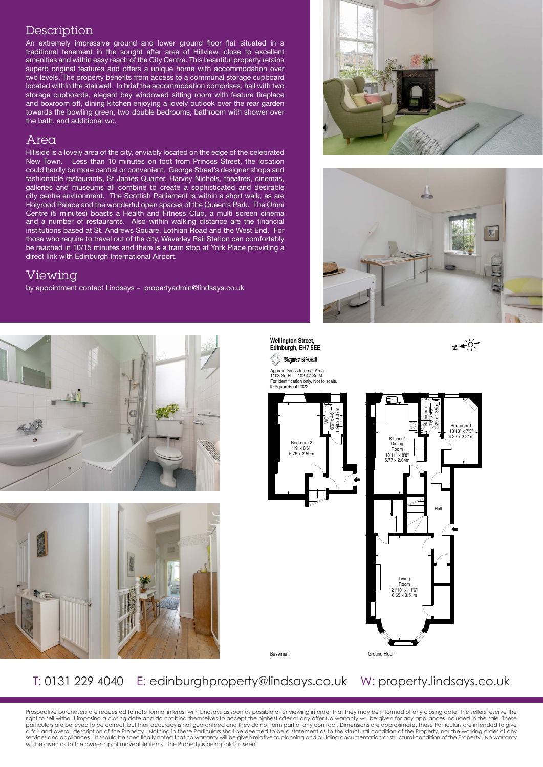## Description

An extremely impressive ground and lower ground floor flat situated in a traditional tenement in the sought after area of Hillview, close to excellent amenities and within easy reach of the City Centre. This beautiful property retains superb original features and offers a unique home with accommodation over two levels. The property benefits from access to a communal storage cupboard located within the stairwell. In brief the accommodation comprises; hall with two storage cupboards, elegant bay windowed sitting room with feature fireplace and boxroom off, dining kitchen enjoying a lovely outlook over the rear garden towards the bowling green, two double bedrooms, bathroom with shower over the bath, and additional wc.

## Area

Hillside is a lovely area of the city, enviably located on the edge of the celebrated New Town. Less than 10 minutes on foot from Princes Street, the location could hardly be more central or convenient. George Street's designer shops and fashionable restaurants, St James Quarter, Harvey Nichols, theatres, cinemas, galleries and museums all combine to create a sophisticated and desirable city centre environment. The Scottish Parliament is within a short walk, as are Holyrood Palace and the wonderful open spaces of the Queen's Park. The Omni Centre (5 minutes) boasts a Health and Fitness Club, a multi screen cinema and a number of restaurants. Also within walking distance are the financial institutions based at St. Andrews Square, Lothian Road and the West End. For those who require to travel out of the city, Waverley Rail Station can comfortably be reached in 10/15 minutes and there is a tram stop at York Place providing a direct link with Edinburgh International Airport.

## Viewing

by appointment contact Lindsays – propertyadmin@lindsays.co.uk

**Wellington Street,**
**Edinburgh, EH7 5EE**

SquareFoot

Approx. Gross Internal Area
1103 Sq Ft - 102.47 Sq M
For identification only. Not to scale.
© SquareFoot 2022

N

WC
6'6" x 4'6"
1.98 x 1.37m

Bedroom 2
19' x 8'6"
5.79 x 2.59m

Kitchen/
Dining
Room
18'11" x 8'8"
5.77 x 2.64m

Bathroom
7'6" x 4'5"
2.29 x 1.35m

Bedroom 1
13'10" x 7'3"
4.22 x 2.21m

Hall

Living
Room
21'10" x 11'6"
6.65 x 3.51m

Basement

Ground Floor

T: 0131 229 4040 E: edinburghproperty@lindsays.co.uk W: property.lindsays.co.uk

Prospective purchasers are requested to note formal interest with Lindsays as soon as possible after viewing in order that they may be informed of any closing date. The sellers reserve the right to sell without imposing a closing date and do not bind themselves to accept the highest offer or any offer.No warranty will be given for any appliances included in the sale. These particulars are believed to be correct, but their accuracy is not guaranteed and they do not form part of any contract. Dimensions are approximate. These Particulars are intended to give a fair and overall description of the Property. Nothing in these Particulars shall be deemed to be a statement as to the structural condition of the Property, nor the working order of any services and appliances. It should be specifically noted that no warranty will be given relative to planning and building documentation or structural condition of the Property. No warranty will be given as to the ownership of moveable items. The Property is being sold as seen.